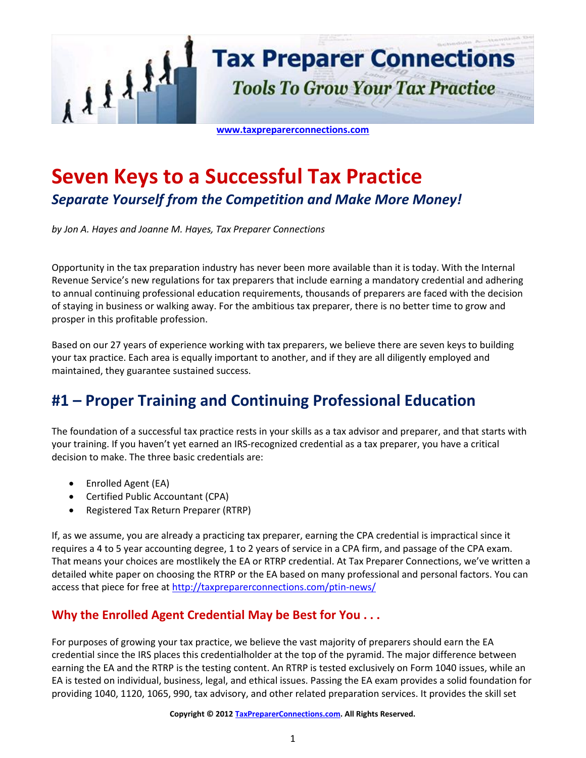# Tax Preparer Connections

*Tools To Grow Your Tax Practice*

www.taxpreparerconnections.com

# Seven Keys to a Successful Tax Practice

## *Separate Yourself from the Competition and Make More Money!*

*by Jon A. Hayes and Joanne M. Hayes, Tax Preparer Connections*

Opportunity in the tax preparation industry has never been more available than it is today. With the Internal Revenue Service's new regulations for tax preparers that include earning a mandatory credential and adhering to annual continuing professional education requirements, thousands of preparers are faced with the decision of staying in business or walking away. For the ambitious tax preparer, there is no better time to grow and prosper in this profitable profession.

Based on our 27 years of experience working with tax preparers, we believe there are seven keys to building your tax practice. Each area is equally important to another, and if they are all diligently employed and maintained, they guarantee sustained success.

## #1 – Proper Training and Continuing Professional Education

The foundation of a successful tax practice rests in your skills as a tax advisor and preparer, and that starts with your training. If you haven't yet earned an IRS-recognized credential as a tax preparer, you have a critical decision to make. The three basic credentials are:

- Enrolled Agent (EA)
- Certified Public Accountant (CPA)
- Registered Tax Return Preparer (RTRP)

If, as we assume, you are already a practicing tax preparer, earning the CPA credential is impractical since it requires a 4 to 5 year accounting degree, 1 to 2 years of service in a CPA firm, and passage of the CPA exam. That means your choices are mostlikely the EA or RTRP credential. At Tax Preparer Connections, we've written a detailed white paper on choosing the RTRP or the EA based on many professional and personal factors. You can access that piece for free at http://taxpreparerconnections.com/ptin-news/

### Why the Enrolled Agent Credential May be Best for You . . .

For purposes of growing your tax practice, we believe the vast majority of preparers should earn the EA credential since the IRS places this credentialholder at the top of the pyramid. The major difference between earning the EA and the RTRP is the testing content. An RTRP is tested exclusively on Form 1040 issues, while an EA is tested on individual, business, legal, and ethical issues. Passing the EA exam provides a solid foundation for providing 1040, 1120, 1065, 990, tax advisory, and other related preparation services. It provides the skill set

Copyright © 2012 TaxPreparerConnections.com. All Rights Reserved.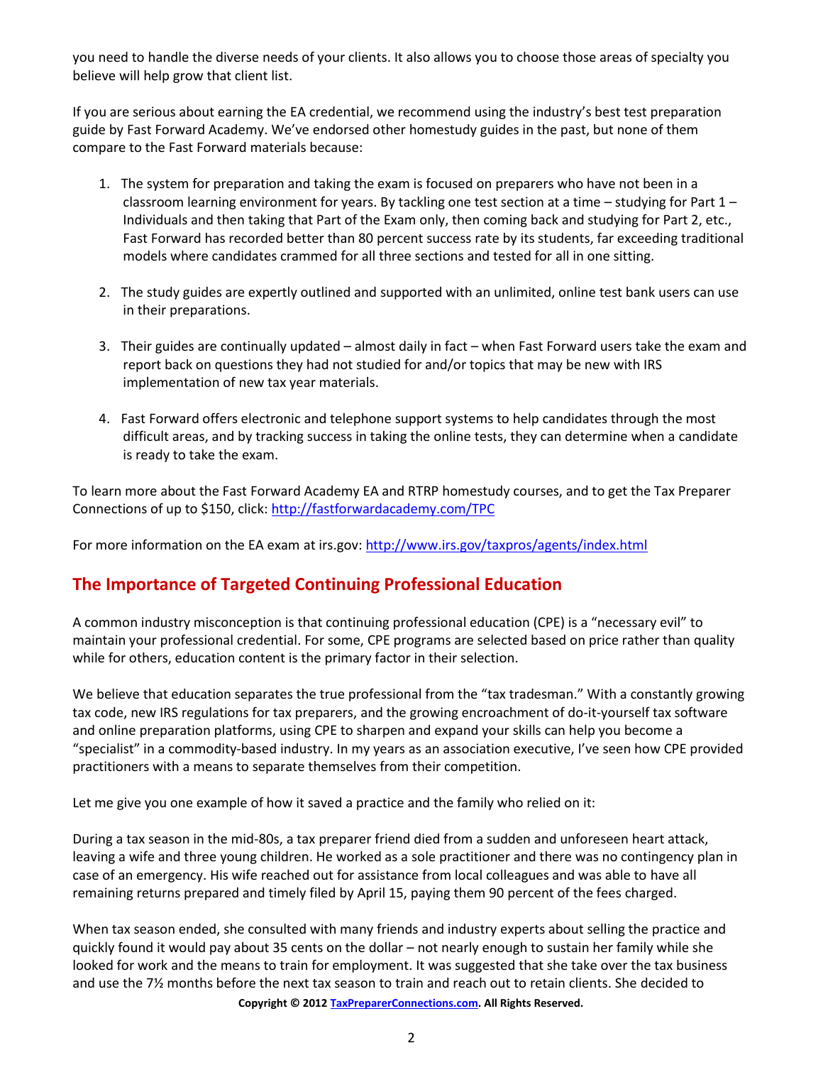you need to handle the diverse needs of your clients. It also allows you to choose those areas of specialty you believe will help grow that client list.

If you are serious about earning the EA credential, we recommend using the industry's best test preparation guide by Fast Forward Academy. We've endorsed other homestudy guides in the past, but none of them compare to the Fast Forward materials because:

1. The system for preparation and taking the exam is focused on preparers who have not been in a classroom learning environment for years. By tackling one test section at a time – studying for Part 1 – Individuals and then taking that Part of the Exam only, then coming back and studying for Part 2, etc., Fast Forward has recorded better than 80 percent success rate by its students, far exceeding traditional models where candidates crammed for all three sections and tested for all in one sitting.

2. The study guides are expertly outlined and supported with an unlimited, online test bank users can use in their preparations.

3. Their guides are continually updated – almost daily in fact – when Fast Forward users take the exam and report back on questions they had not studied for and/or topics that may be new with IRS implementation of new tax year materials.

4. Fast Forward offers electronic and telephone support systems to help candidates through the most difficult areas, and by tracking success in taking the online tests, they can determine when a candidate is ready to take the exam.

To learn more about the Fast Forward Academy EA and RTRP homestudy courses, and to get the Tax Preparer Connections of up to $150, click: http://fastforwardacademy.com/TPC

For more information on the EA exam at irs.gov: http://www.irs.gov/taxpros/agents/index.html

## The Importance of Targeted Continuing Professional Education

A common industry misconception is that continuing professional education (CPE) is a "necessary evil" to maintain your professional credential. For some, CPE programs are selected based on price rather than quality while for others, education content is the primary factor in their selection.

We believe that education separates the true professional from the "tax tradesman." With a constantly growing tax code, new IRS regulations for tax preparers, and the growing encroachment of do-it-yourself tax software and online preparation platforms, using CPE to sharpen and expand your skills can help you become a "specialist" in a commodity-based industry. In my years as an association executive, I've seen how CPE provided practitioners with a means to separate themselves from their competition.

Let me give you one example of how it saved a practice and the family who relied on it:

During a tax season in the mid-80s, a tax preparer friend died from a sudden and unforeseen heart attack, leaving a wife and three young children. He worked as a sole practitioner and there was no contingency plan in case of an emergency. His wife reached out for assistance from local colleagues and was able to have all remaining returns prepared and timely filed by April 15, paying them 90 percent of the fees charged.

When tax season ended, she consulted with many friends and industry experts about selling the practice and quickly found it would pay about 35 cents on the dollar – not nearly enough to sustain her family while she looked for work and the means to train for employment. It was suggested that she take over the tax business and use the 7½ months before the next tax season to train and reach out to retain clients. She decided to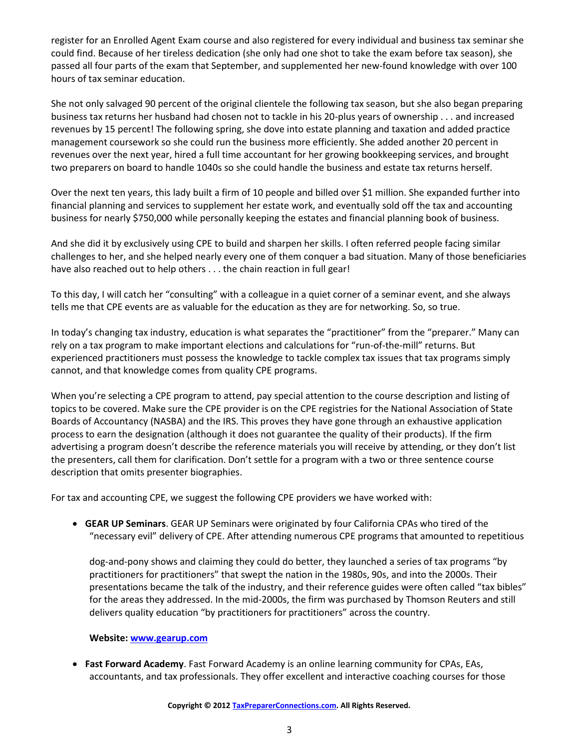register for an Enrolled Agent Exam course and also registered for every individual and business tax seminar she could find. Because of her tireless dedication (she only had one shot to take the exam before tax season), she passed all four parts of the exam that September, and supplemented her new-found knowledge with over 100 hours of tax seminar education.

She not only salvaged 90 percent of the original clientele the following tax season, but she also began preparing business tax returns her husband had chosen not to tackle in his 20-plus years of ownership . . . and increased revenues by 15 percent! The following spring, she dove into estate planning and taxation and added practice management coursework so she could run the business more efficiently. She added another 20 percent in revenues over the next year, hired a full time accountant for her growing bookkeeping services, and brought two preparers on board to handle 1040s so she could handle the business and estate tax returns herself.

Over the next ten years, this lady built a firm of 10 people and billed over $1 million. She expanded further into financial planning and services to supplement her estate work, and eventually sold off the tax and accounting business for nearly $750,000 while personally keeping the estates and financial planning book of business.

And she did it by exclusively using CPE to build and sharpen her skills. I often referred people facing similar challenges to her, and she helped nearly every one of them conquer a bad situation. Many of those beneficiaries have also reached out to help others . . . the chain reaction in full gear!

To this day, I will catch her "consulting" with a colleague in a quiet corner of a seminar event, and she always tells me that CPE events are as valuable for the education as they are for networking. So, so true.

In today's changing tax industry, education is what separates the "practitioner" from the "preparer." Many can rely on a tax program to make important elections and calculations for "run-of-the-mill" returns. But experienced practitioners must possess the knowledge to tackle complex tax issues that tax programs simply cannot, and that knowledge comes from quality CPE programs.

When you're selecting a CPE program to attend, pay special attention to the course description and listing of topics to be covered. Make sure the CPE provider is on the CPE registries for the National Association of State Boards of Accountancy (NASBA) and the IRS. This proves they have gone through an exhaustive application process to earn the designation (although it does not guarantee the quality of their products). If the firm advertising a program doesn't describe the reference materials you will receive by attending, or they don't list the presenters, call them for clarification. Don't settle for a program with a two or three sentence course description that omits presenter biographies.

For tax and accounting CPE, we suggest the following CPE providers we have worked with:

- **GEAR UP Seminars**. GEAR UP Seminars were originated by four California CPAs who tired of the "necessary evil" delivery of CPE. After attending numerous CPE programs that amounted to repetitious dog-and-pony shows and claiming they could do better, they launched a series of tax programs "by practitioners for practitioners" that swept the nation in the 1980s, 90s, and into the 2000s. Their presentations became the talk of the industry, and their reference guides were often called "tax bibles" for the areas they addressed. In the mid-2000s, the firm was purchased by Thomson Reuters and still delivers quality education "by practitioners for practitioners" across the country.

  **Website: [www.gearup.com](http://www.gearup.com)**

- **Fast Forward Academy**. Fast Forward Academy is an online learning community for CPAs, EAs, accountants, and tax professionals. They offer excellent and interactive coaching courses for those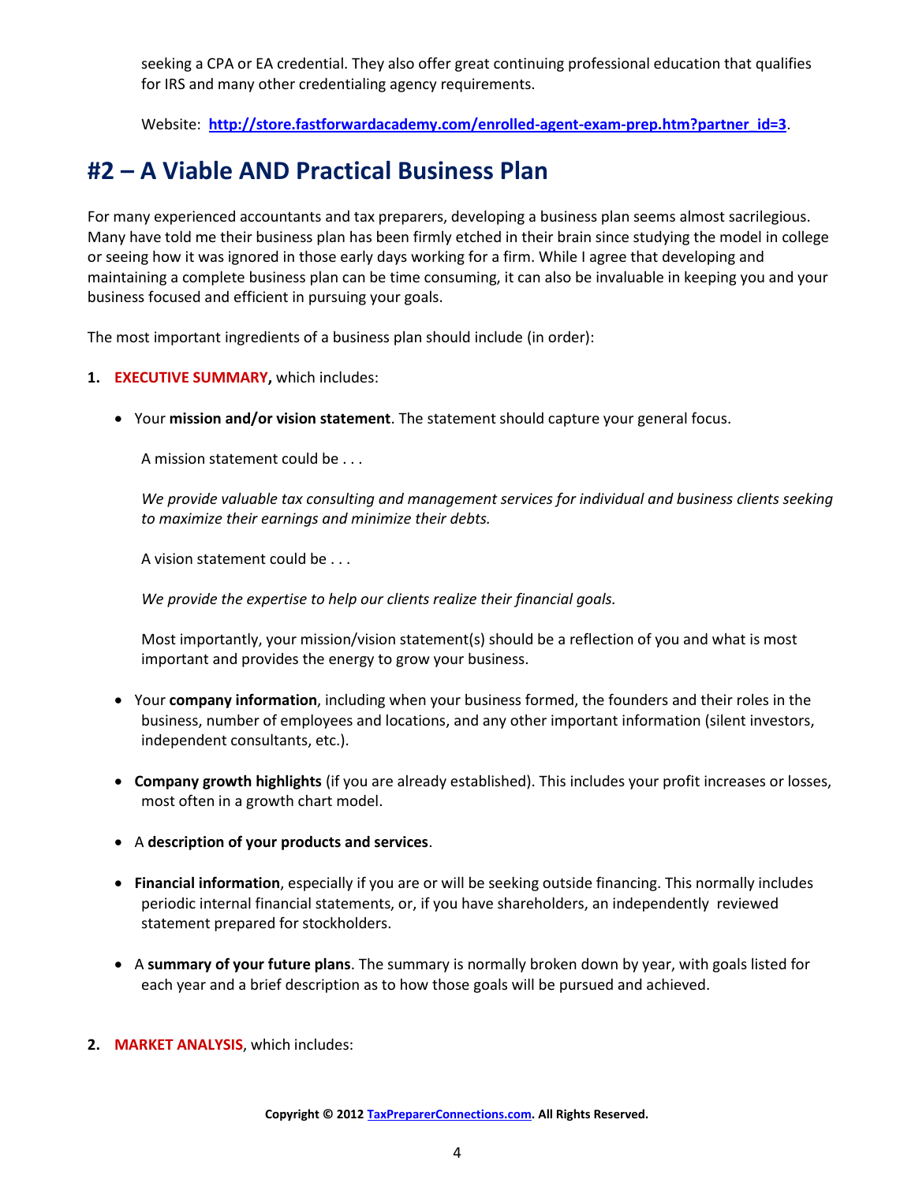seeking a CPA or EA credential. They also offer great continuing professional education that qualifies for IRS and many other credentialing agency requirements.

Website: **[http://store.fastforwardacademy.com/enrolled-agent-exam-prep.htm?partner_id=3](http://store.fastforwardacademy.com/enrolled-agent-exam-prep.htm?partner_id=3)**.

## #2 – A Viable AND Practical Business Plan

For many experienced accountants and tax preparers, developing a business plan seems almost sacrilegious. Many have told me their business plan has been firmly etched in their brain since studying the model in college or seeing how it was ignored in those early days working for a firm. While I agree that developing and maintaining a complete business plan can be time consuming, it can also be invaluable in keeping you and your business focused and efficient in pursuing your goals.

The most important ingredients of a business plan should include (in order):

1. **EXECUTIVE SUMMARY,** which includes:

   - Your **mission and/or vision statement**. The statement should capture your general focus.

     A mission statement could be . . .

     *We provide valuable tax consulting and management services for individual and business clients seeking to maximize their earnings and minimize their debts.*

     A vision statement could be . . .

     *We provide the expertise to help our clients realize their financial goals.*

     Most importantly, your mission/vision statement(s) should be a reflection of you and what is most important and provides the energy to grow your business.

   - Your **company information**, including when your business formed, the founders and their roles in the business, number of employees and locations, and any other important information (silent investors, independent consultants, etc.).

   - **Company growth highlights** (if you are already established). This includes your profit increases or losses, most often in a growth chart model.

   - A **description of your products and services**.

   - **Financial information**, especially if you are or will be seeking outside financing. This normally includes periodic internal financial statements, or, if you have shareholders, an independently reviewed statement prepared for stockholders.

   - A **summary of your future plans**. The summary is normally broken down by year, with goals listed for each year and a brief description as to how those goals will be pursued and achieved.

2. **MARKET ANALYSIS**, which includes: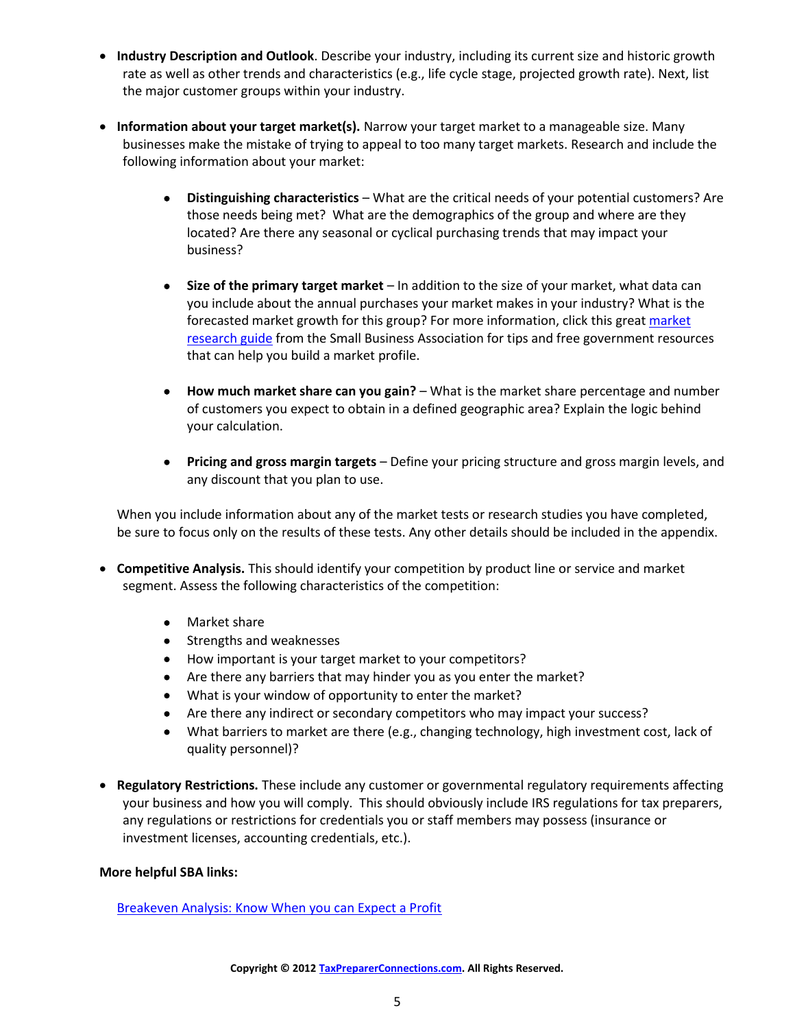- **Industry Description and Outlook**. Describe your industry, including its current size and historic growth rate as well as other trends and characteristics (e.g., life cycle stage, projected growth rate). Next, list the major customer groups within your industry.

- **Information about your target market(s).** Narrow your target market to a manageable size. Many businesses make the mistake of trying to appeal to too many target markets. Research and include the following information about your market:

    - **Distinguishing characteristics** – What are the critical needs of your potential customers? Are those needs being met? What are the demographics of the group and where are they located? Are there any seasonal or cyclical purchasing trends that may impact your business?

    - **Size of the primary target market** – In addition to the size of your market, what data can you include about the annual purchases your market makes in your industry? What is the forecasted market growth for this group? For more information, click this great market research guide from the Small Business Association for tips and free government resources that can help you build a market profile.

    - **How much market share can you gain?** – What is the market share percentage and number of customers you expect to obtain in a defined geographic area? Explain the logic behind your calculation.

    - **Pricing and gross margin targets** – Define your pricing structure and gross margin levels, and any discount that you plan to use.

  When you include information about any of the market tests or research studies you have completed, be sure to focus only on the results of these tests. Any other details should be included in the appendix.

- **Competitive Analysis.** This should identify your competition by product line or service and market segment. Assess the following characteristics of the competition:

    - Market share
    - Strengths and weaknesses
    - How important is your target market to your competitors?
    - Are there any barriers that may hinder you as you enter the market?
    - What is your window of opportunity to enter the market?
    - Are there any indirect or secondary competitors who may impact your success?
    - What barriers to market are there (e.g., changing technology, high investment cost, lack of quality personnel)?

- **Regulatory Restrictions.** These include any customer or governmental regulatory requirements affecting your business and how you will comply. This should obviously include IRS regulations for tax preparers, any regulations or restrictions for credentials you or staff members may possess (insurance or investment licenses, accounting credentials, etc.).

**More helpful SBA links:**

Breakeven Analysis: Know When you can Expect a Profit

**Copyright © 2012 TaxPreparerConnections.com. All Rights Reserved.**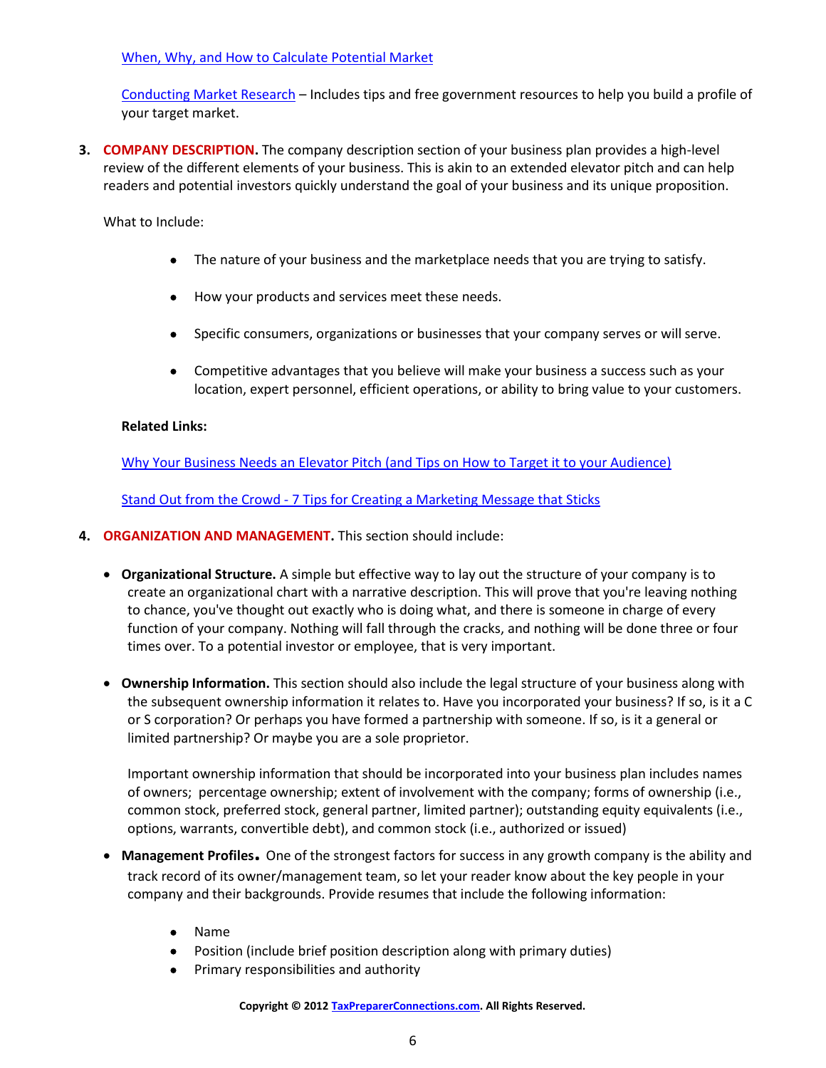[When, Why, and How to Calculate Potential Market]

[Conducting Market Research] – Includes tips and free government resources to help you build a profile of your target market.

3. **COMPANY DESCRIPTION.** The company description section of your business plan provides a high-level review of the different elements of your business. This is akin to an extended elevator pitch and can help readers and potential investors quickly understand the goal of your business and its unique proposition.

   What to Include:

   - The nature of your business and the marketplace needs that you are trying to satisfy.
   - How your products and services meet these needs.
   - Specific consumers, organizations or businesses that your company serves or will serve.
   - Competitive advantages that you believe will make your business a success such as your location, expert personnel, efficient operations, or ability to bring value to your customers.

   **Related Links:**

   [Why Your Business Needs an Elevator Pitch (and Tips on How to Target it to your Audience)]

   [Stand Out from the Crowd - 7 Tips for Creating a Marketing Message that Sticks]

4. **ORGANIZATION AND MANAGEMENT.** This section should include:

   - **Organizational Structure.** A simple but effective way to lay out the structure of your company is to create an organizational chart with a narrative description. This will prove that you're leaving nothing to chance, you've thought out exactly who is doing what, and there is someone in charge of every function of your company. Nothing will fall through the cracks, and nothing will be done three or four times over. To a potential investor or employee, that is very important.

   - **Ownership Information.** This section should also include the legal structure of your business along with the subsequent ownership information it relates to. Have you incorporated your business? If so, is it a C or S corporation? Or perhaps you have formed a partnership with someone. If so, is it a general or limited partnership? Or maybe you are a sole proprietor.

     Important ownership information that should be incorporated into your business plan includes names of owners; percentage ownership; extent of involvement with the company; forms of ownership (i.e., common stock, preferred stock, general partner, limited partner); outstanding equity equivalents (i.e., options, warrants, convertible debt), and common stock (i.e., authorized or issued)

   - **Management Profiles.** One of the strongest factors for success in any growth company is the ability and track record of its owner/management team, so let your reader know about the key people in your company and their backgrounds. Provide resumes that include the following information:

     - Name
     - Position (include brief position description along with primary duties)
     - Primary responsibilities and authority

**Copyright © 2012 TaxPreparerConnections.com. All Rights Reserved.**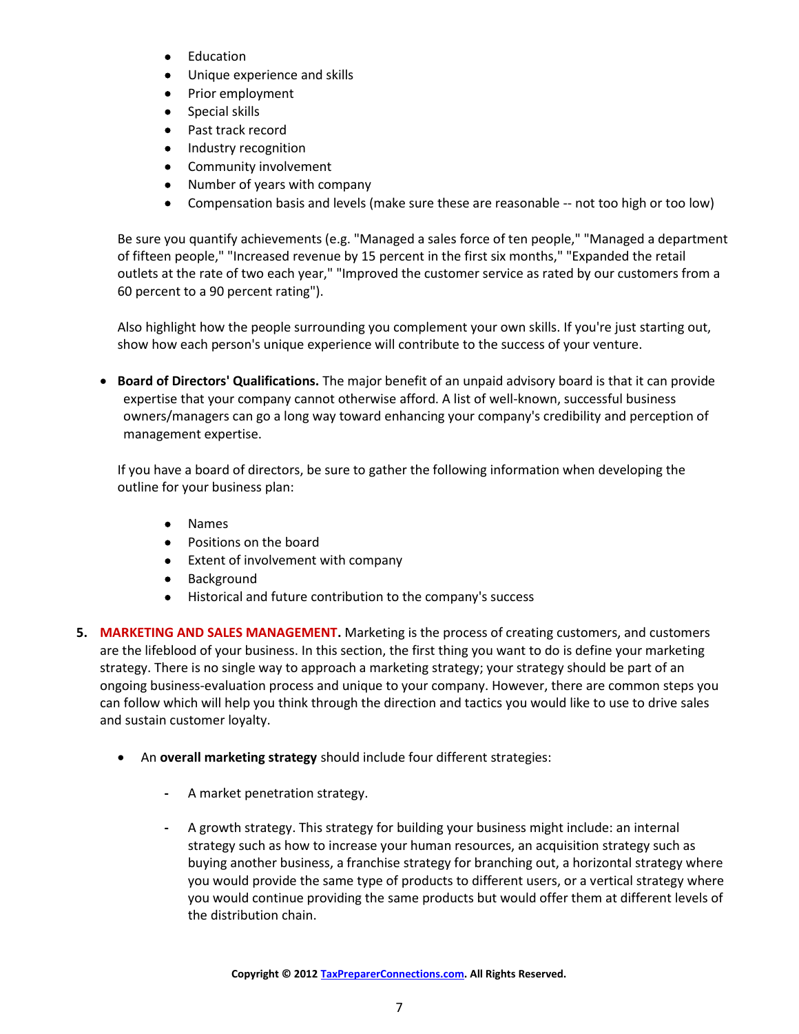- Education
- Unique experience and skills
- Prior employment
- Special skills
- Past track record
- Industry recognition
- Community involvement
- Number of years with company
- Compensation basis and levels (make sure these are reasonable -- not too high or too low)

Be sure you quantify achievements (e.g. "Managed a sales force of ten people," "Managed a department of fifteen people," "Increased revenue by 15 percent in the first six months," "Expanded the retail outlets at the rate of two each year," "Improved the customer service as rated by our customers from a 60 percent to a 90 percent rating").

Also highlight how the people surrounding you complement your own skills. If you're just starting out, show how each person's unique experience will contribute to the success of your venture.

- **Board of Directors' Qualifications.** The major benefit of an unpaid advisory board is that it can provide expertise that your company cannot otherwise afford. A list of well-known, successful business owners/managers can go a long way toward enhancing your company's credibility and perception of management expertise.

If you have a board of directors, be sure to gather the following information when developing the outline for your business plan:

- Names
- Positions on the board
- Extent of involvement with company
- Background
- Historical and future contribution to the company's success

5. **MARKETING AND SALES MANAGEMENT.** Marketing is the process of creating customers, and customers are the lifeblood of your business. In this section, the first thing you want to do is define your marketing strategy. There is no single way to approach a marketing strategy; your strategy should be part of an ongoing business-evaluation process and unique to your company. However, there are common steps you can follow which will help you think through the direction and tactics you would like to use to drive sales and sustain customer loyalty.

   - An **overall marketing strategy** should include four different strategies:

     - A market penetration strategy.

     - A growth strategy. This strategy for building your business might include: an internal strategy such as how to increase your human resources, an acquisition strategy such as buying another business, a franchise strategy for branching out, a horizontal strategy where you would provide the same type of products to different users, or a vertical strategy where you would continue providing the same products but would offer them at different levels of the distribution chain.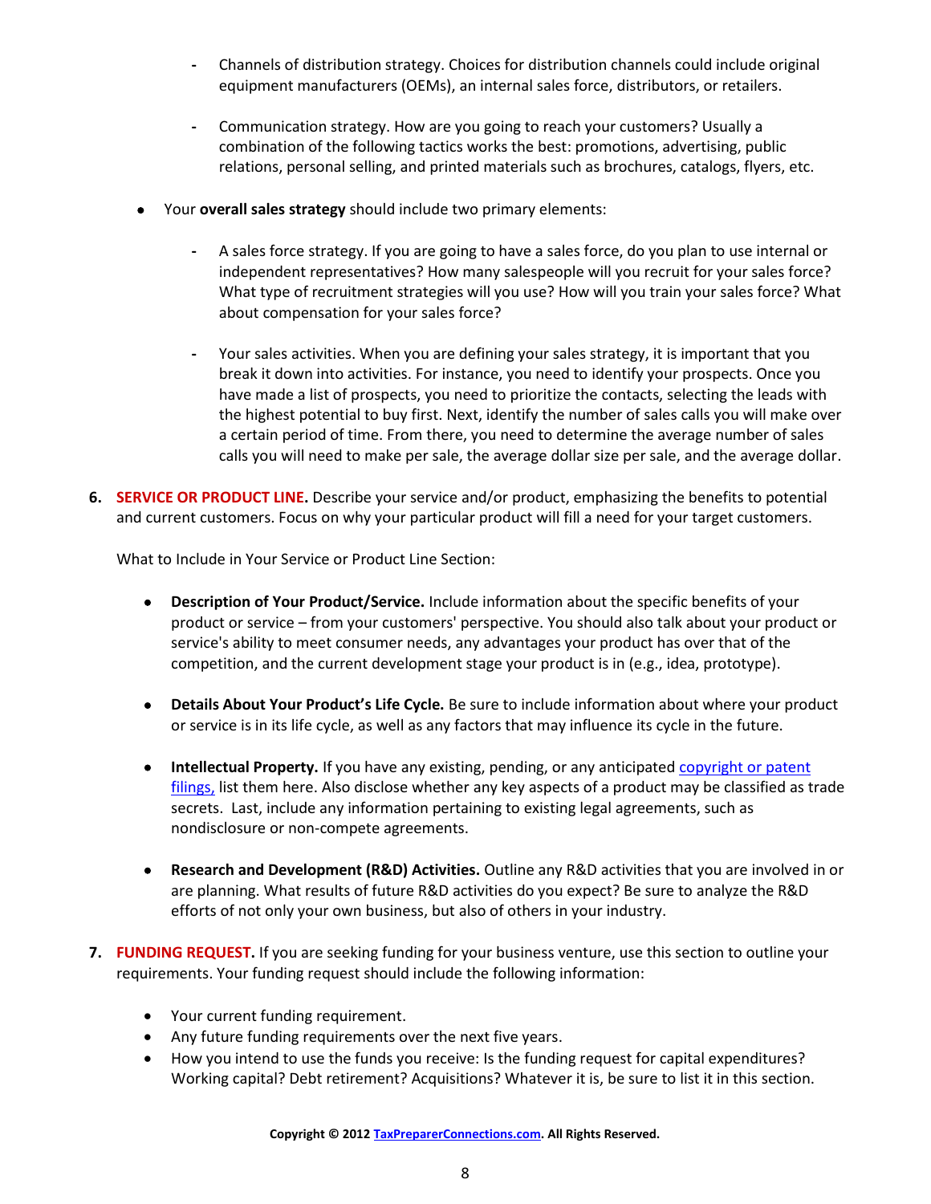- Channels of distribution strategy. Choices for distribution channels could include original equipment manufacturers (OEMs), an internal sales force, distributors, or retailers.

- Communication strategy. How are you going to reach your customers? Usually a combination of the following tactics works the best: promotions, advertising, public relations, personal selling, and printed materials such as brochures, catalogs, flyers, etc.

- Your **overall sales strategy** should include two primary elements:

  - A sales force strategy. If you are going to have a sales force, do you plan to use internal or independent representatives? How many salespeople will you recruit for your sales force? What type of recruitment strategies will you use? How will you train your sales force? What about compensation for your sales force?

  - Your sales activities. When you are defining your sales strategy, it is important that you break it down into activities. For instance, you need to identify your prospects. Once you have made a list of prospects, you need to prioritize the contacts, selecting the leads with the highest potential to buy first. Next, identify the number of sales calls you will make over a certain period of time. From there, you need to determine the average number of sales calls you will need to make per sale, the average dollar size per sale, and the average dollar.

6. **SERVICE OR PRODUCT LINE.** Describe your service and/or product, emphasizing the benefits to potential and current customers. Focus on why your particular product will fill a need for your target customers.

   What to Include in Your Service or Product Line Section:

   - **Description of Your Product/Service.** Include information about the specific benefits of your product or service – from your customers' perspective. You should also talk about your product or service's ability to meet consumer needs, any advantages your product has over that of the competition, and the current development stage your product is in (e.g., idea, prototype).

   - **Details About Your Product's Life Cycle.** Be sure to include information about where your product or service is in its life cycle, as well as any factors that may influence its cycle in the future.

   - **Intellectual Property.** If you have any existing, pending, or any anticipated copyright or patent filings, list them here. Also disclose whether any key aspects of a product may be classified as trade secrets. Last, include any information pertaining to existing legal agreements, such as nondisclosure or non-compete agreements.

   - **Research and Development (R&D) Activities.** Outline any R&D activities that you are involved in or are planning. What results of future R&D activities do you expect? Be sure to analyze the R&D efforts of not only your own business, but also of others in your industry.

7. **FUNDING REQUEST.** If you are seeking funding for your business venture, use this section to outline your requirements. Your funding request should include the following information:

   - Your current funding requirement.
   - Any future funding requirements over the next five years.
   - How you intend to use the funds you receive: Is the funding request for capital expenditures? Working capital? Debt retirement? Acquisitions? Whatever it is, be sure to list it in this section.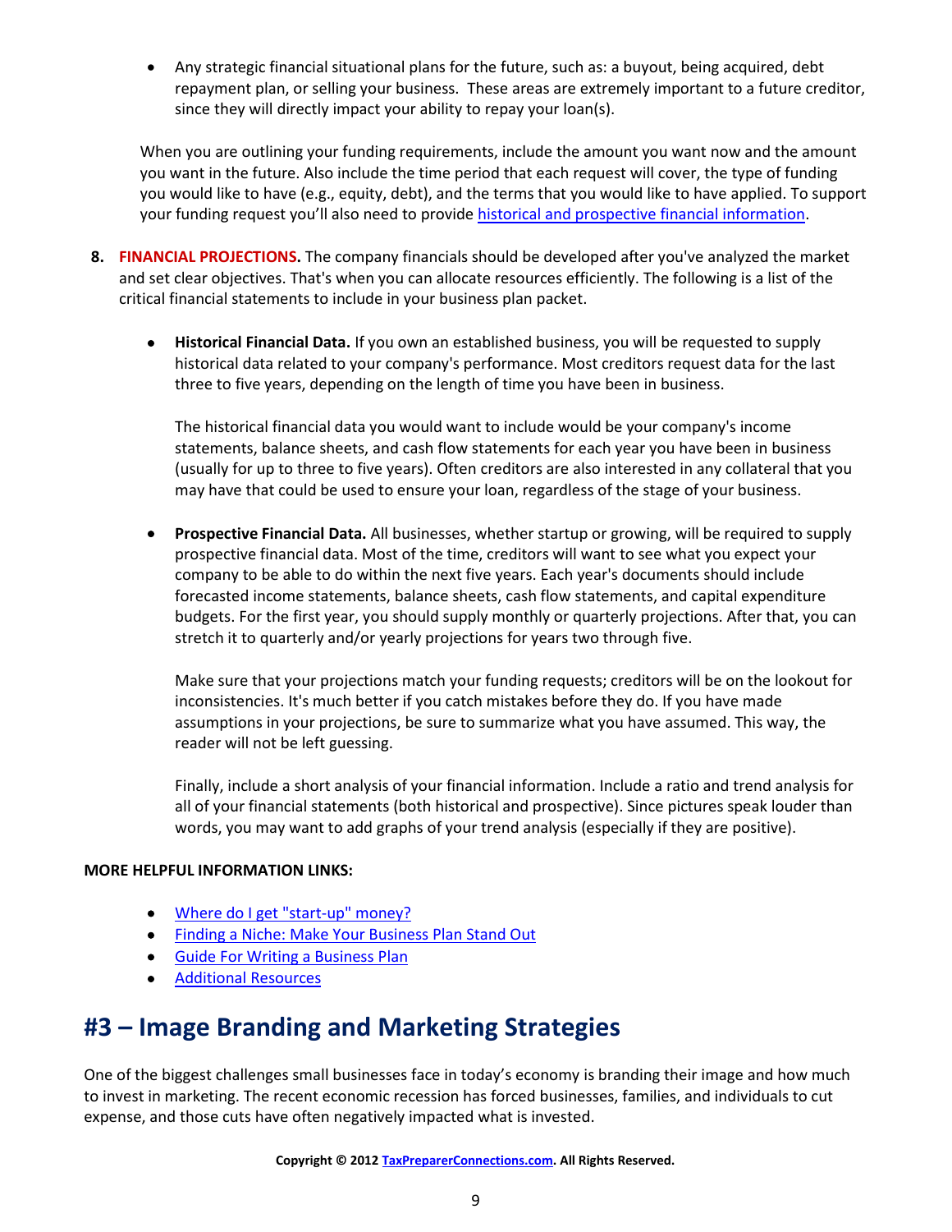- Any strategic financial situational plans for the future, such as: a buyout, being acquired, debt repayment plan, or selling your business. These areas are extremely important to a future creditor, since they will directly impact your ability to repay your loan(s).

When you are outlining your funding requirements, include the amount you want now and the amount you want in the future. Also include the time period that each request will cover, the type of funding you would like to have (e.g., equity, debt), and the terms that you would like to have applied. To support your funding request you'll also need to provide historical and prospective financial information.

8. **FINANCIAL PROJECTIONS.** The company financials should be developed after you've analyzed the market and set clear objectives. That's when you can allocate resources efficiently. The following is a list of the critical financial statements to include in your business plan packet.

   - **Historical Financial Data.** If you own an established business, you will be requested to supply historical data related to your company's performance. Most creditors request data for the last three to five years, depending on the length of time you have been in business.

     The historical financial data you would want to include would be your company's income statements, balance sheets, and cash flow statements for each year you have been in business (usually for up to three to five years). Often creditors are also interested in any collateral that you may have that could be used to ensure your loan, regardless of the stage of your business.

   - **Prospective Financial Data.** All businesses, whether startup or growing, will be required to supply prospective financial data. Most of the time, creditors will want to see what you expect your company to be able to do within the next five years. Each year's documents should include forecasted income statements, balance sheets, cash flow statements, and capital expenditure budgets. For the first year, you should supply monthly or quarterly projections. After that, you can stretch it to quarterly and/or yearly projections for years two through five.

     Make sure that your projections match your funding requests; creditors will be on the lookout for inconsistencies. It's much better if you catch mistakes before they do. If you have made assumptions in your projections, be sure to summarize what you have assumed. This way, the reader will not be left guessing.

     Finally, include a short analysis of your financial information. Include a ratio and trend analysis for all of your financial statements (both historical and prospective). Since pictures speak louder than words, you may want to add graphs of your trend analysis (especially if they are positive).

**MORE HELPFUL INFORMATION LINKS:**

- Where do I get "start-up" money?
- Finding a Niche: Make Your Business Plan Stand Out
- Guide For Writing a Business Plan
- Additional Resources

# #3 – Image Branding and Marketing Strategies

One of the biggest challenges small businesses face in today's economy is branding their image and how much to invest in marketing. The recent economic recession has forced businesses, families, and individuals to cut expense, and those cuts have often negatively impacted what is invested.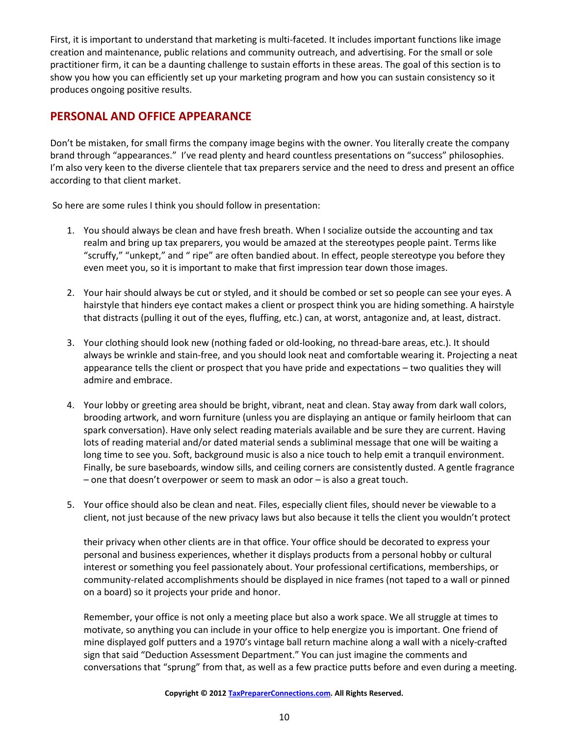First, it is important to understand that marketing is multi-faceted. It includes important functions like image creation and maintenance, public relations and community outreach, and advertising. For the small or sole practitioner firm, it can be a daunting challenge to sustain efforts in these areas. The goal of this section is to show you how you can efficiently set up your marketing program and how you can sustain consistency so it produces ongoing positive results.

## PERSONAL AND OFFICE APPEARANCE

Don't be mistaken, for small firms the company image begins with the owner. You literally create the company brand through "appearances." I've read plenty and heard countless presentations on "success" philosophies. I'm also very keen to the diverse clientele that tax preparers service and the need to dress and present an office according to that client market.

So here are some rules I think you should follow in presentation:

1. You should always be clean and have fresh breath. When I socialize outside the accounting and tax realm and bring up tax preparers, you would be amazed at the stereotypes people paint. Terms like "scruffy," "unkept," and " ripe" are often bandied about. In effect, people stereotype you before they even meet you, so it is important to make that first impression tear down those images.

2. Your hair should always be cut or styled, and it should be combed or set so people can see your eyes. A hairstyle that hinders eye contact makes a client or prospect think you are hiding something. A hairstyle that distracts (pulling it out of the eyes, fluffing, etc.) can, at worst, antagonize and, at least, distract.

3. Your clothing should look new (nothing faded or old-looking, no thread-bare areas, etc.). It should always be wrinkle and stain-free, and you should look neat and comfortable wearing it. Projecting a neat appearance tells the client or prospect that you have pride and expectations – two qualities they will admire and embrace.

4. Your lobby or greeting area should be bright, vibrant, neat and clean. Stay away from dark wall colors, brooding artwork, and worn furniture (unless you are displaying an antique or family heirloom that can spark conversation). Have only select reading materials available and be sure they are current. Having lots of reading material and/or dated material sends a subliminal message that one will be waiting a long time to see you. Soft, background music is also a nice touch to help emit a tranquil environment. Finally, be sure baseboards, window sills, and ceiling corners are consistently dusted. A gentle fragrance – one that doesn't overpower or seem to mask an odor – is also a great touch.

5. Your office should also be clean and neat. Files, especially client files, should never be viewable to a client, not just because of the new privacy laws but also because it tells the client you wouldn't protect their privacy when other clients are in that office. Your office should be decorated to express your personal and business experiences, whether it displays products from a personal hobby or cultural interest or something you feel passionately about. Your professional certifications, memberships, or community-related accomplishments should be displayed in nice frames (not taped to a wall or pinned on a board) so it projects your pride and honor.

   Remember, your office is not only a meeting place but also a work space. We all struggle at times to motivate, so anything you can include in your office to help energize you is important. One friend of mine displayed golf putters and a 1970's vintage ball return machine along a wall with a nicely-crafted sign that said "Deduction Assessment Department." You can just imagine the comments and conversations that "sprung" from that, as well as a few practice putts before and even during a meeting.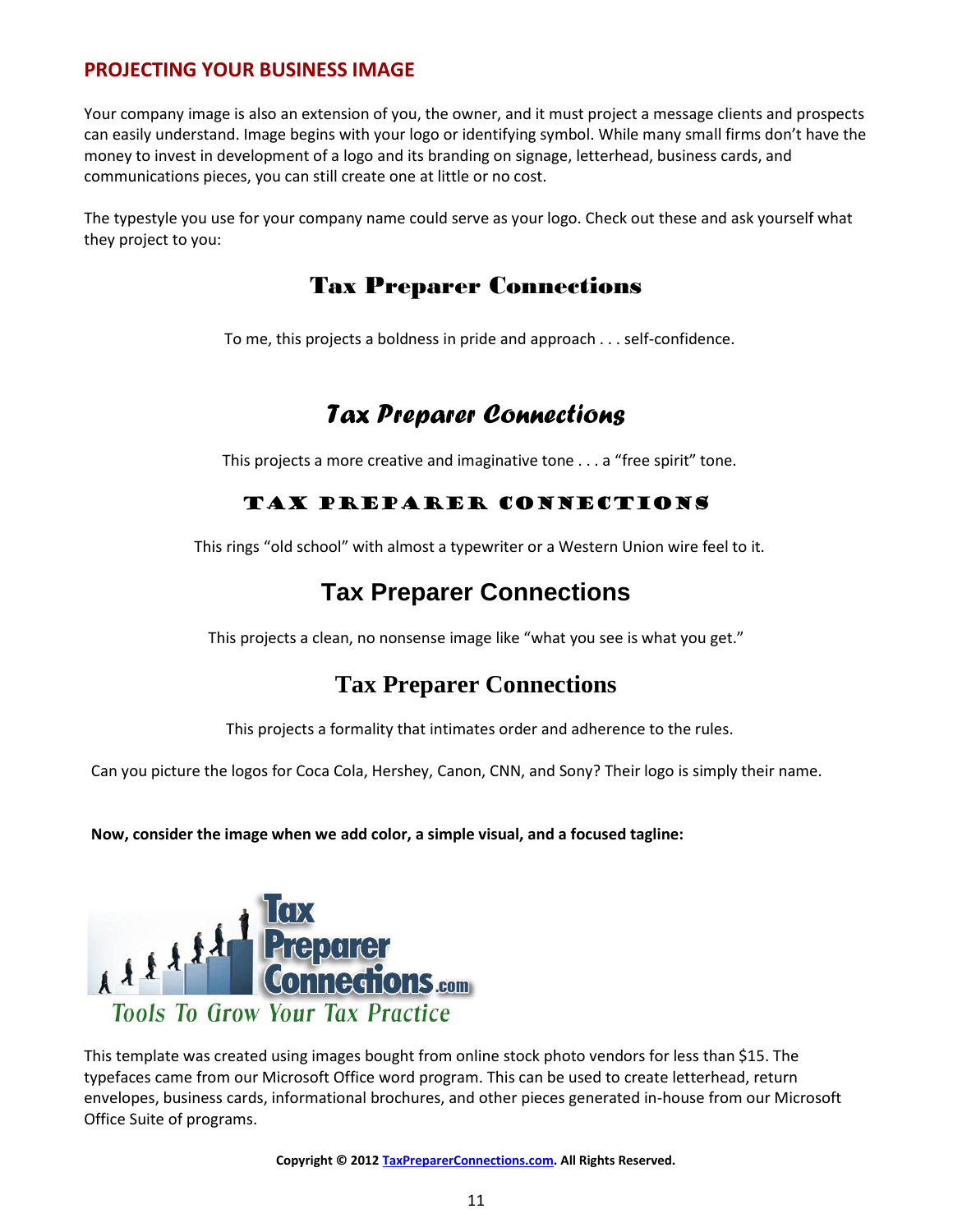## PROJECTING YOUR BUSINESS IMAGE

Your company image is also an extension of you, the owner, and it must project a message clients and prospects can easily understand. Image begins with your logo or identifying symbol. While many small firms don't have the money to invest in development of a logo and its branding on signage, letterhead, business cards, and communications pieces, you can still create one at little or no cost.

The typestyle you use for your company name could serve as your logo. Check out these and ask yourself what they project to you:

**Tax Preparer Connections**

To me, this projects a boldness in pride and approach . . . self-confidence.

***Tax Preparer Connections***

This projects a more creative and imaginative tone . . . a "free spirit" tone.

**TAX PREPARER CONNECTIONS**

This rings "old school" with almost a typewriter or a Western Union wire feel to it.

**Tax Preparer Connections**

This projects a clean, no nonsense image like "what you see is what you get."

**Tax Preparer Connections**

This projects a formality that intimates order and adherence to the rules.

Can you picture the logos for Coca Cola, Hershey, Canon, CNN, and Sony? Their logo is simply their name.

**Now, consider the image when we add color, a simple visual, and a focused tagline:**

Tax Preparer Connections.com

*Tools To Grow Your Tax Practice*

This template was created using images bought from online stock photo vendors for less than $15. The typefaces came from our Microsoft Office word program. This can be used to create letterhead, return envelopes, business cards, informational brochures, and other pieces generated in-house from our Microsoft Office Suite of programs.

**Copyright © 2012 TaxPreparerConnections.com. All Rights Reserved.**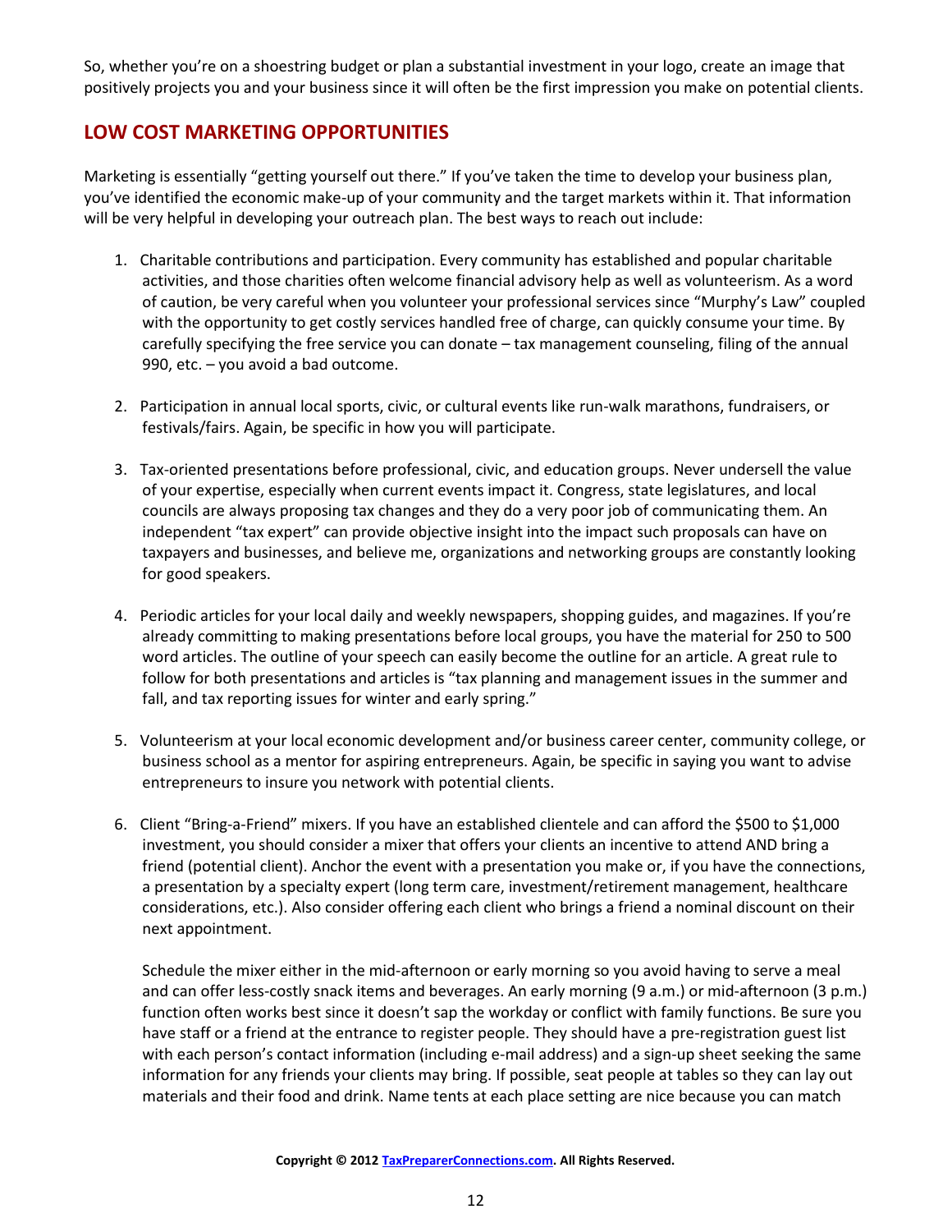So, whether you're on a shoestring budget or plan a substantial investment in your logo, create an image that positively projects you and your business since it will often be the first impression you make on potential clients.

## LOW COST MARKETING OPPORTUNITIES

Marketing is essentially "getting yourself out there." If you've taken the time to develop your business plan, you've identified the economic make-up of your community and the target markets within it. That information will be very helpful in developing your outreach plan. The best ways to reach out include:

1. Charitable contributions and participation. Every community has established and popular charitable activities, and those charities often welcome financial advisory help as well as volunteerism. As a word of caution, be very careful when you volunteer your professional services since "Murphy's Law" coupled with the opportunity to get costly services handled free of charge, can quickly consume your time. By carefully specifying the free service you can donate – tax management counseling, filing of the annual 990, etc. – you avoid a bad outcome.

2. Participation in annual local sports, civic, or cultural events like run-walk marathons, fundraisers, or festivals/fairs. Again, be specific in how you will participate.

3. Tax-oriented presentations before professional, civic, and education groups. Never undersell the value of your expertise, especially when current events impact it. Congress, state legislatures, and local councils are always proposing tax changes and they do a very poor job of communicating them. An independent "tax expert" can provide objective insight into the impact such proposals can have on taxpayers and businesses, and believe me, organizations and networking groups are constantly looking for good speakers.

4. Periodic articles for your local daily and weekly newspapers, shopping guides, and magazines. If you're already committing to making presentations before local groups, you have the material for 250 to 500 word articles. The outline of your speech can easily become the outline for an article. A great rule to follow for both presentations and articles is "tax planning and management issues in the summer and fall, and tax reporting issues for winter and early spring."

5. Volunteerism at your local economic development and/or business career center, community college, or business school as a mentor for aspiring entrepreneurs. Again, be specific in saying you want to advise entrepreneurs to insure you network with potential clients.

6. Client "Bring-a-Friend" mixers. If you have an established clientele and can afford the $500 to $1,000 investment, you should consider a mixer that offers your clients an incentive to attend AND bring a friend (potential client). Anchor the event with a presentation you make or, if you have the connections, a presentation by a specialty expert (long term care, investment/retirement management, healthcare considerations, etc.). Also consider offering each client who brings a friend a nominal discount on their next appointment.

   Schedule the mixer either in the mid-afternoon or early morning so you avoid having to serve a meal and can offer less-costly snack items and beverages. An early morning (9 a.m.) or mid-afternoon (3 p.m.) function often works best since it doesn't sap the workday or conflict with family functions. Be sure you have staff or a friend at the entrance to register people. They should have a pre-registration guest list with each person's contact information (including e-mail address) and a sign-up sheet seeking the same information for any friends your clients may bring. If possible, seat people at tables so they can lay out materials and their food and drink. Name tents at each place setting are nice because you can match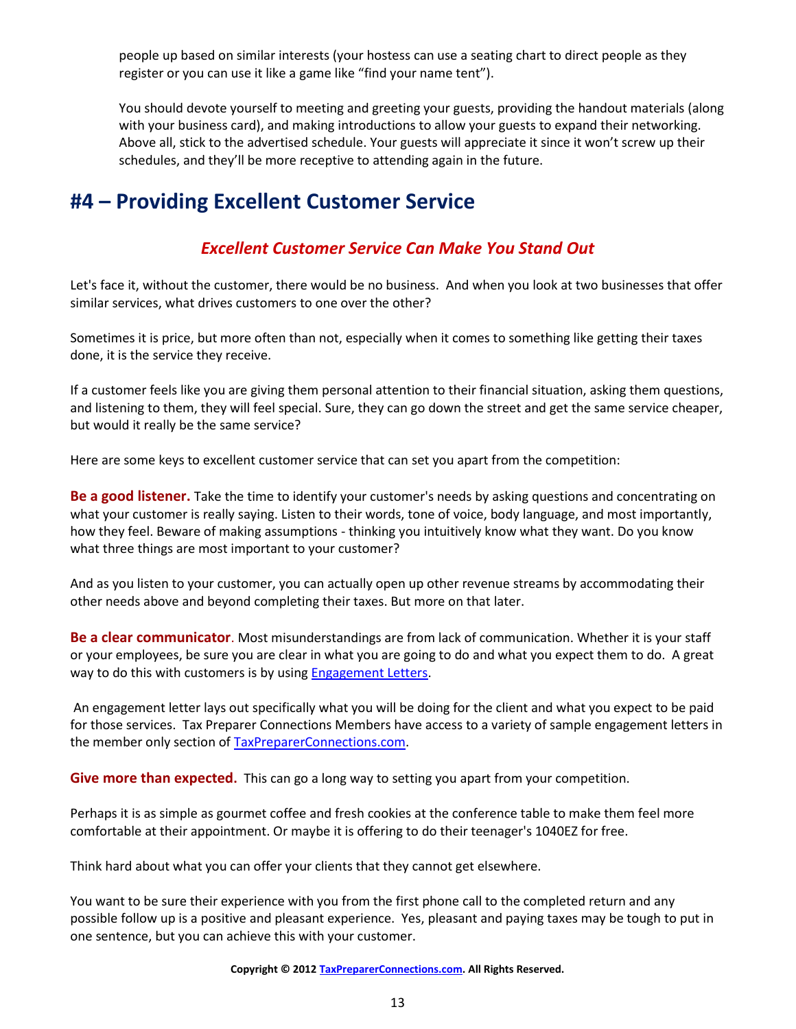people up based on similar interests (your hostess can use a seating chart to direct people as they register or you can use it like a game like "find your name tent").

You should devote yourself to meeting and greeting your guests, providing the handout materials (along with your business card), and making introductions to allow your guests to expand their networking. Above all, stick to the advertised schedule. Your guests will appreciate it since it won't screw up their schedules, and they'll be more receptive to attending again in the future.

# #4 – Providing Excellent Customer Service

## *Excellent Customer Service Can Make You Stand Out*

Let's face it, without the customer, there would be no business. And when you look at two businesses that offer similar services, what drives customers to one over the other?

Sometimes it is price, but more often than not, especially when it comes to something like getting their taxes done, it is the service they receive.

If a customer feels like you are giving them personal attention to their financial situation, asking them questions, and listening to them, they will feel special. Sure, they can go down the street and get the same service cheaper, but would it really be the same service?

Here are some keys to excellent customer service that can set you apart from the competition:

**Be a good listener.** Take the time to identify your customer's needs by asking questions and concentrating on what your customer is really saying. Listen to their words, tone of voice, body language, and most importantly, how they feel. Beware of making assumptions - thinking you intuitively know what they want. Do you know what three things are most important to your customer?

And as you listen to your customer, you can actually open up other revenue streams by accommodating their other needs above and beyond completing their taxes. But more on that later.

**Be a clear communicator**. Most misunderstandings are from lack of communication. Whether it is your staff or your employees, be sure you are clear in what you are going to do and what you expect them to do. A great way to do this with customers is by using Engagement Letters.

An engagement letter lays out specifically what you will be doing for the client and what you expect to be paid for those services. Tax Preparer Connections Members have access to a variety of sample engagement letters in the member only section of TaxPreparerConnections.com.

**Give more than expected.** This can go a long way to setting you apart from your competition.

Perhaps it is as simple as gourmet coffee and fresh cookies at the conference table to make them feel more comfortable at their appointment. Or maybe it is offering to do their teenager's 1040EZ for free.

Think hard about what you can offer your clients that they cannot get elsewhere.

You want to be sure their experience with you from the first phone call to the completed return and any possible follow up is a positive and pleasant experience. Yes, pleasant and paying taxes may be tough to put in one sentence, but you can achieve this with your customer.

**Copyright © 2012 TaxPreparerConnections.com. All Rights Reserved.**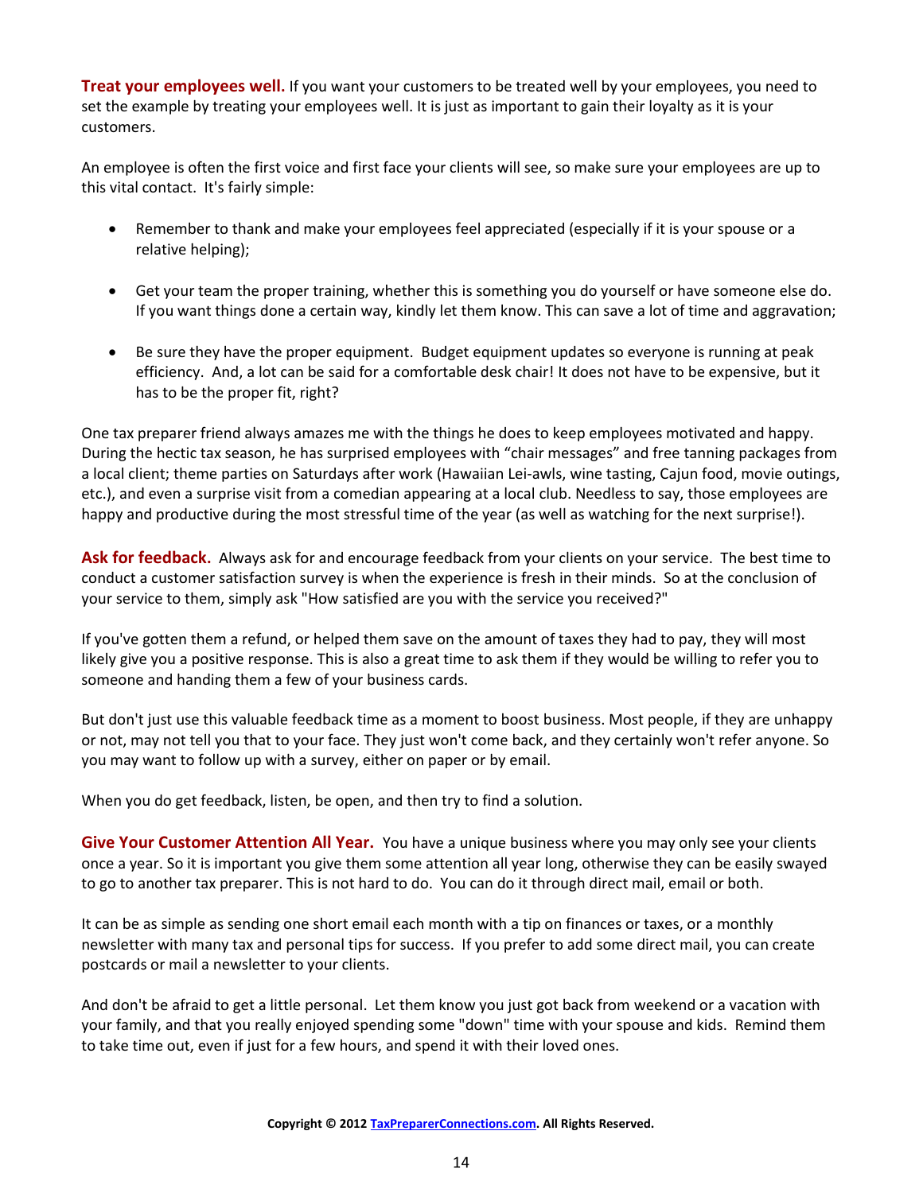**Treat your employees well.** If you want your customers to be treated well by your employees, you need to set the example by treating your employees well. It is just as important to gain their loyalty as it is your customers.

An employee is often the first voice and first face your clients will see, so make sure your employees are up to this vital contact. It's fairly simple:

- Remember to thank and make your employees feel appreciated (especially if it is your spouse or a relative helping);
- Get your team the proper training, whether this is something you do yourself or have someone else do. If you want things done a certain way, kindly let them know. This can save a lot of time and aggravation;
- Be sure they have the proper equipment. Budget equipment updates so everyone is running at peak efficiency. And, a lot can be said for a comfortable desk chair! It does not have to be expensive, but it has to be the proper fit, right?

One tax preparer friend always amazes me with the things he does to keep employees motivated and happy. During the hectic tax season, he has surprised employees with "chair messages" and free tanning packages from a local client; theme parties on Saturdays after work (Hawaiian Lei-awls, wine tasting, Cajun food, movie outings, etc.), and even a surprise visit from a comedian appearing at a local club. Needless to say, those employees are happy and productive during the most stressful time of the year (as well as watching for the next surprise!).

**Ask for feedback.** Always ask for and encourage feedback from your clients on your service. The best time to conduct a customer satisfaction survey is when the experience is fresh in their minds. So at the conclusion of your service to them, simply ask "How satisfied are you with the service you received?"

If you've gotten them a refund, or helped them save on the amount of taxes they had to pay, they will most likely give you a positive response. This is also a great time to ask them if they would be willing to refer you to someone and handing them a few of your business cards.

But don't just use this valuable feedback time as a moment to boost business. Most people, if they are unhappy or not, may not tell you that to your face. They just won't come back, and they certainly won't refer anyone. So you may want to follow up with a survey, either on paper or by email.

When you do get feedback, listen, be open, and then try to find a solution.

**Give Your Customer Attention All Year.** You have a unique business where you may only see your clients once a year. So it is important you give them some attention all year long, otherwise they can be easily swayed to go to another tax preparer. This is not hard to do. You can do it through direct mail, email or both.

It can be as simple as sending one short email each month with a tip on finances or taxes, or a monthly newsletter with many tax and personal tips for success. If you prefer to add some direct mail, you can create postcards or mail a newsletter to your clients.

And don't be afraid to get a little personal. Let them know you just got back from weekend or a vacation with your family, and that you really enjoyed spending some "down" time with your spouse and kids. Remind them to take time out, even if just for a few hours, and spend it with their loved ones.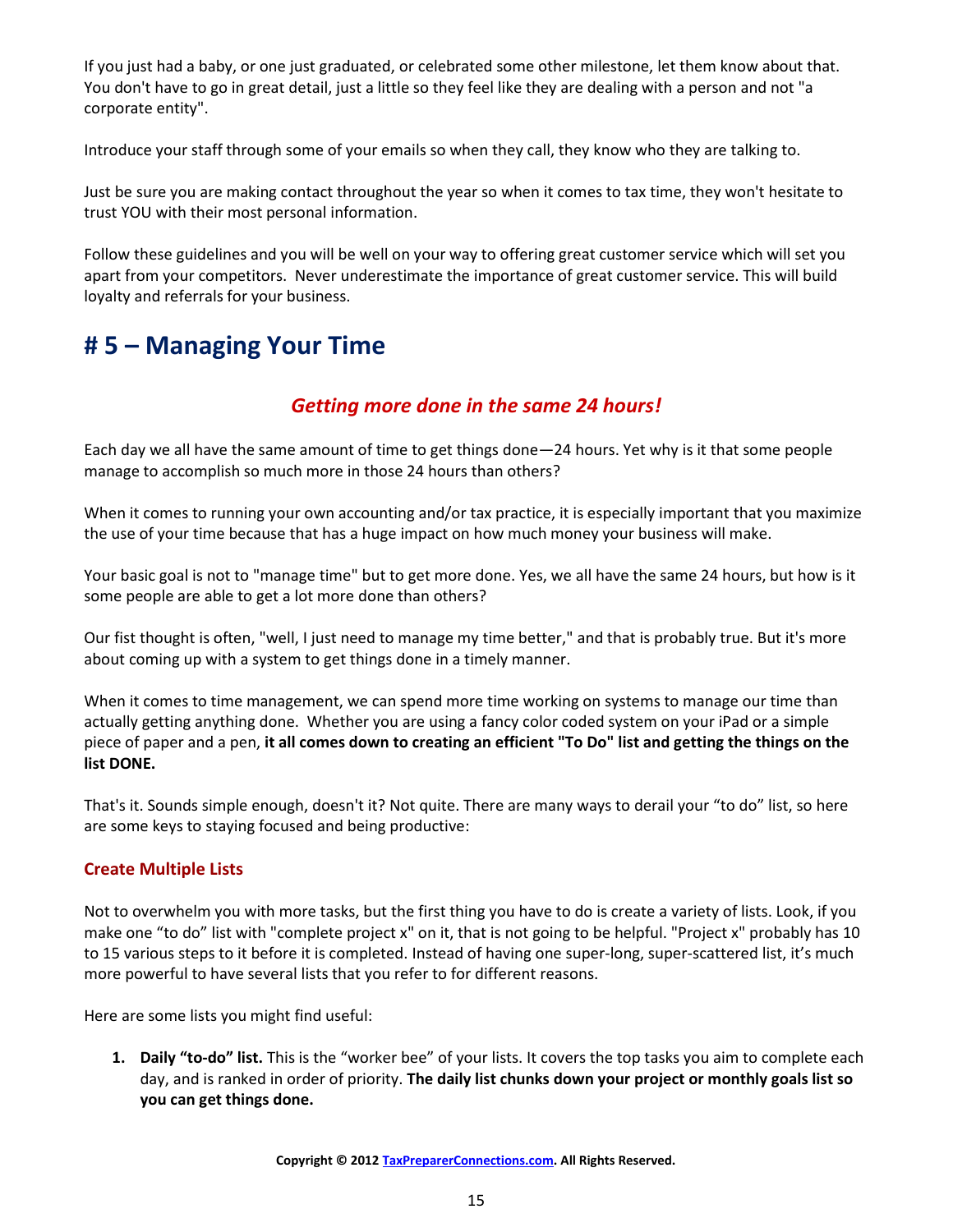If you just had a baby, or one just graduated, or celebrated some other milestone, let them know about that. You don't have to go in great detail, just a little so they feel like they are dealing with a person and not "a corporate entity".

Introduce your staff through some of your emails so when they call, they know who they are talking to.

Just be sure you are making contact throughout the year so when it comes to tax time, they won't hesitate to trust YOU with their most personal information.

Follow these guidelines and you will be well on your way to offering great customer service which will set you apart from your competitors. Never underestimate the importance of great customer service. This will build loyalty and referrals for your business.

# # 5 – Managing Your Time

## *Getting more done in the same 24 hours!*

Each day we all have the same amount of time to get things done—24 hours. Yet why is it that some people manage to accomplish so much more in those 24 hours than others?

When it comes to running your own accounting and/or tax practice, it is especially important that you maximize the use of your time because that has a huge impact on how much money your business will make.

Your basic goal is not to "manage time" but to get more done. Yes, we all have the same 24 hours, but how is it some people are able to get a lot more done than others?

Our fist thought is often, "well, I just need to manage my time better," and that is probably true. But it's more about coming up with a system to get things done in a timely manner.

When it comes to time management, we can spend more time working on systems to manage our time than actually getting anything done. Whether you are using a fancy color coded system on your iPad or a simple piece of paper and a pen, **it all comes down to creating an efficient "To Do" list and getting the things on the list DONE.**

That's it. Sounds simple enough, doesn't it? Not quite. There are many ways to derail your "to do" list, so here are some keys to staying focused and being productive:

### Create Multiple Lists

Not to overwhelm you with more tasks, but the first thing you have to do is create a variety of lists. Look, if you make one "to do" list with "complete project x" on it, that is not going to be helpful. "Project x" probably has 10 to 15 various steps to it before it is completed. Instead of having one super-long, super-scattered list, it's much more powerful to have several lists that you refer to for different reasons.

Here are some lists you might find useful:

1. **Daily "to-do" list.** This is the "worker bee" of your lists. It covers the top tasks you aim to complete each day, and is ranked in order of priority. **The daily list chunks down your project or monthly goals list so you can get things done.**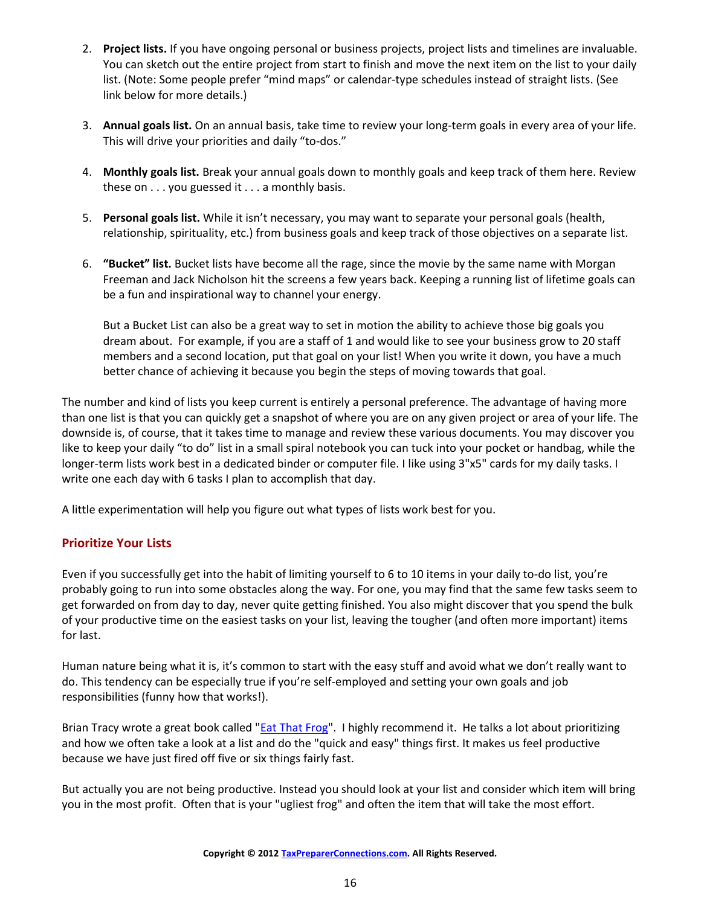2. **Project lists.** If you have ongoing personal or business projects, project lists and timelines are invaluable. You can sketch out the entire project from start to finish and move the next item on the list to your daily list. (Note: Some people prefer "mind maps" or calendar-type schedules instead of straight lists. (See link below for more details.)

3. **Annual goals list.** On an annual basis, take time to review your long-term goals in every area of your life. This will drive your priorities and daily "to-dos."

4. **Monthly goals list.** Break your annual goals down to monthly goals and keep track of them here. Review these on . . . you guessed it . . . a monthly basis.

5. **Personal goals list.** While it isn't necessary, you may want to separate your personal goals (health, relationship, spirituality, etc.) from business goals and keep track of those objectives on a separate list.

6. **"Bucket" list.** Bucket lists have become all the rage, since the movie by the same name with Morgan Freeman and Jack Nicholson hit the screens a few years back. Keeping a running list of lifetime goals can be a fun and inspirational way to channel your energy.

   But a Bucket List can also be a great way to set in motion the ability to achieve those big goals you dream about. For example, if you are a staff of 1 and would like to see your business grow to 20 staff members and a second location, put that goal on your list! When you write it down, you have a much better chance of achieving it because you begin the steps of moving towards that goal.

The number and kind of lists you keep current is entirely a personal preference. The advantage of having more than one list is that you can quickly get a snapshot of where you are on any given project or area of your life. The downside is, of course, that it takes time to manage and review these various documents. You may discover you like to keep your daily "to do" list in a small spiral notebook you can tuck into your pocket or handbag, while the longer-term lists work best in a dedicated binder or computer file. I like using 3"x5" cards for my daily tasks. I write one each day with 6 tasks I plan to accomplish that day.

A little experimentation will help you figure out what types of lists work best for you.

## Prioritize Your Lists

Even if you successfully get into the habit of limiting yourself to 6 to 10 items in your daily to-do list, you're probably going to run into some obstacles along the way. For one, you may find that the same few tasks seem to get forwarded on from day to day, never quite getting finished. You also might discover that you spend the bulk of your productive time on the easiest tasks on your list, leaving the tougher (and often more important) items for last.

Human nature being what it is, it's common to start with the easy stuff and avoid what we don't really want to do. This tendency can be especially true if you're self-employed and setting your own goals and job responsibilities (funny how that works!).

Brian Tracy wrote a great book called "Eat That Frog". I highly recommend it. He talks a lot about prioritizing and how we often take a look at a list and do the "quick and easy" things first. It makes us feel productive because we have just fired off five or six things fairly fast.

But actually you are not being productive. Instead you should look at your list and consider which item will bring you in the most profit. Often that is your "ugliest frog" and often the item that will take the most effort.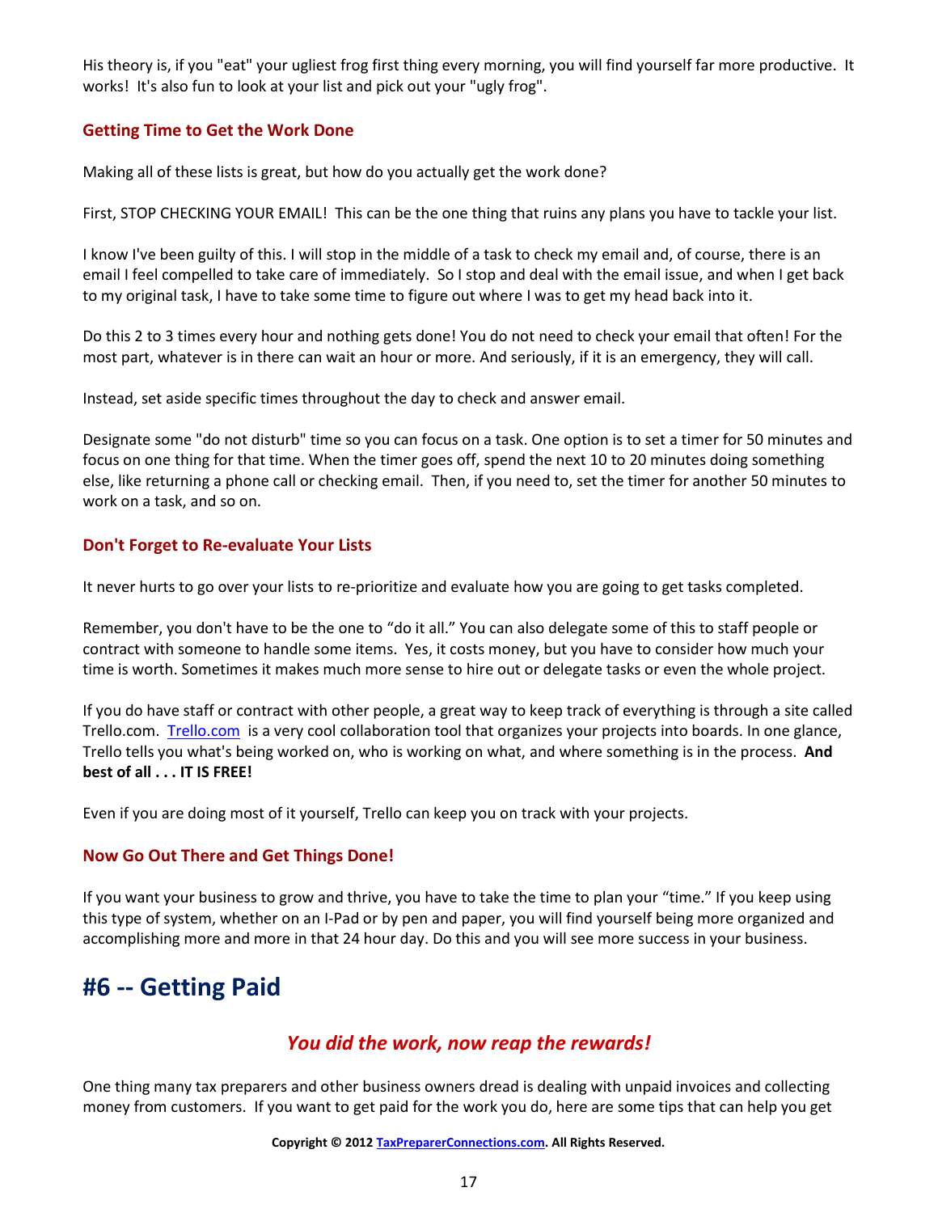His theory is, if you "eat" your ugliest frog first thing every morning, you will find yourself far more productive. It works! It's also fun to look at your list and pick out your "ugly frog".

### Getting Time to Get the Work Done

Making all of these lists is great, but how do you actually get the work done?

First, STOP CHECKING YOUR EMAIL! This can be the one thing that ruins any plans you have to tackle your list.

I know I've been guilty of this. I will stop in the middle of a task to check my email and, of course, there is an email I feel compelled to take care of immediately. So I stop and deal with the email issue, and when I get back to my original task, I have to take some time to figure out where I was to get my head back into it.

Do this 2 to 3 times every hour and nothing gets done! You do not need to check your email that often! For the most part, whatever is in there can wait an hour or more. And seriously, if it is an emergency, they will call.

Instead, set aside specific times throughout the day to check and answer email.

Designate some "do not disturb" time so you can focus on a task. One option is to set a timer for 50 minutes and focus on one thing for that time. When the timer goes off, spend the next 10 to 20 minutes doing something else, like returning a phone call or checking email. Then, if you need to, set the timer for another 50 minutes to work on a task, and so on.

### Don't Forget to Re-evaluate Your Lists

It never hurts to go over your lists to re-prioritize and evaluate how you are going to get tasks completed.

Remember, you don't have to be the one to "do it all." You can also delegate some of this to staff people or contract with someone to handle some items. Yes, it costs money, but you have to consider how much your time is worth. Sometimes it makes much more sense to hire out or delegate tasks or even the whole project.

If you do have staff or contract with other people, a great way to keep track of everything is through a site called Trello.com. Trello.com is a very cool collaboration tool that organizes your projects into boards. In one glance, Trello tells you what's being worked on, who is working on what, and where something is in the process. **And best of all . . . IT IS FREE!**

Even if you are doing most of it yourself, Trello can keep you on track with your projects.

### Now Go Out There and Get Things Done!

If you want your business to grow and thrive, you have to take the time to plan your "time." If you keep using this type of system, whether on an I-Pad or by pen and paper, you will find yourself being more organized and accomplishing more and more in that 24 hour day. Do this and you will see more success in your business.

# #6 -- Getting Paid

***You did the work, now reap the rewards!***

One thing many tax preparers and other business owners dread is dealing with unpaid invoices and collecting money from customers. If you want to get paid for the work you do, here are some tips that can help you get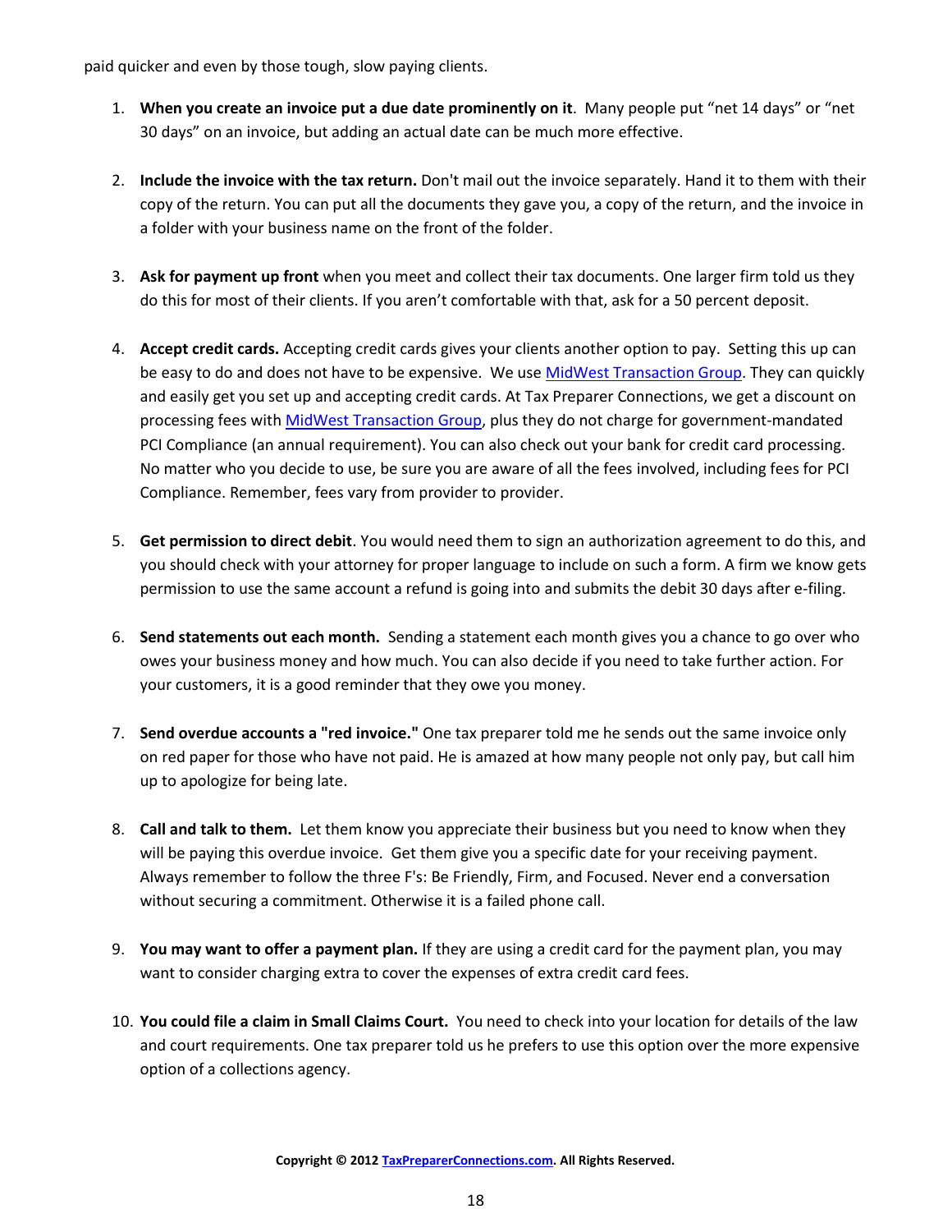paid quicker and even by those tough, slow paying clients.

1. **When you create an invoice put a due date prominently on it**. Many people put "net 14 days" or "net 30 days" on an invoice, but adding an actual date can be much more effective.

2. **Include the invoice with the tax return.** Don't mail out the invoice separately. Hand it to them with their copy of the return. You can put all the documents they gave you, a copy of the return, and the invoice in a folder with your business name on the front of the folder.

3. **Ask for payment up front** when you meet and collect their tax documents. One larger firm told us they do this for most of their clients. If you aren't comfortable with that, ask for a 50 percent deposit.

4. **Accept credit cards.** Accepting credit cards gives your clients another option to pay. Setting this up can be easy to do and does not have to be expensive. We use MidWest Transaction Group. They can quickly and easily get you set up and accepting credit cards. At Tax Preparer Connections, we get a discount on processing fees with MidWest Transaction Group, plus they do not charge for government-mandated PCI Compliance (an annual requirement). You can also check out your bank for credit card processing. No matter who you decide to use, be sure you are aware of all the fees involved, including fees for PCI Compliance. Remember, fees vary from provider to provider.

5. **Get permission to direct debit**. You would need them to sign an authorization agreement to do this, and you should check with your attorney for proper language to include on such a form. A firm we know gets permission to use the same account a refund is going into and submits the debit 30 days after e-filing.

6. **Send statements out each month.** Sending a statement each month gives you a chance to go over who owes your business money and how much. You can also decide if you need to take further action. For your customers, it is a good reminder that they owe you money.

7. **Send overdue accounts a "red invoice."** One tax preparer told me he sends out the same invoice only on red paper for those who have not paid. He is amazed at how many people not only pay, but call him up to apologize for being late.

8. **Call and talk to them.** Let them know you appreciate their business but you need to know when they will be paying this overdue invoice. Get them give you a specific date for your receiving payment. Always remember to follow the three F's: Be Friendly, Firm, and Focused. Never end a conversation without securing a commitment. Otherwise it is a failed phone call.

9. **You may want to offer a payment plan.** If they are using a credit card for the payment plan, you may want to consider charging extra to cover the expenses of extra credit card fees.

10. **You could file a claim in Small Claims Court.** You need to check into your location for details of the law and court requirements. One tax preparer told us he prefers to use this option over the more expensive option of a collections agency.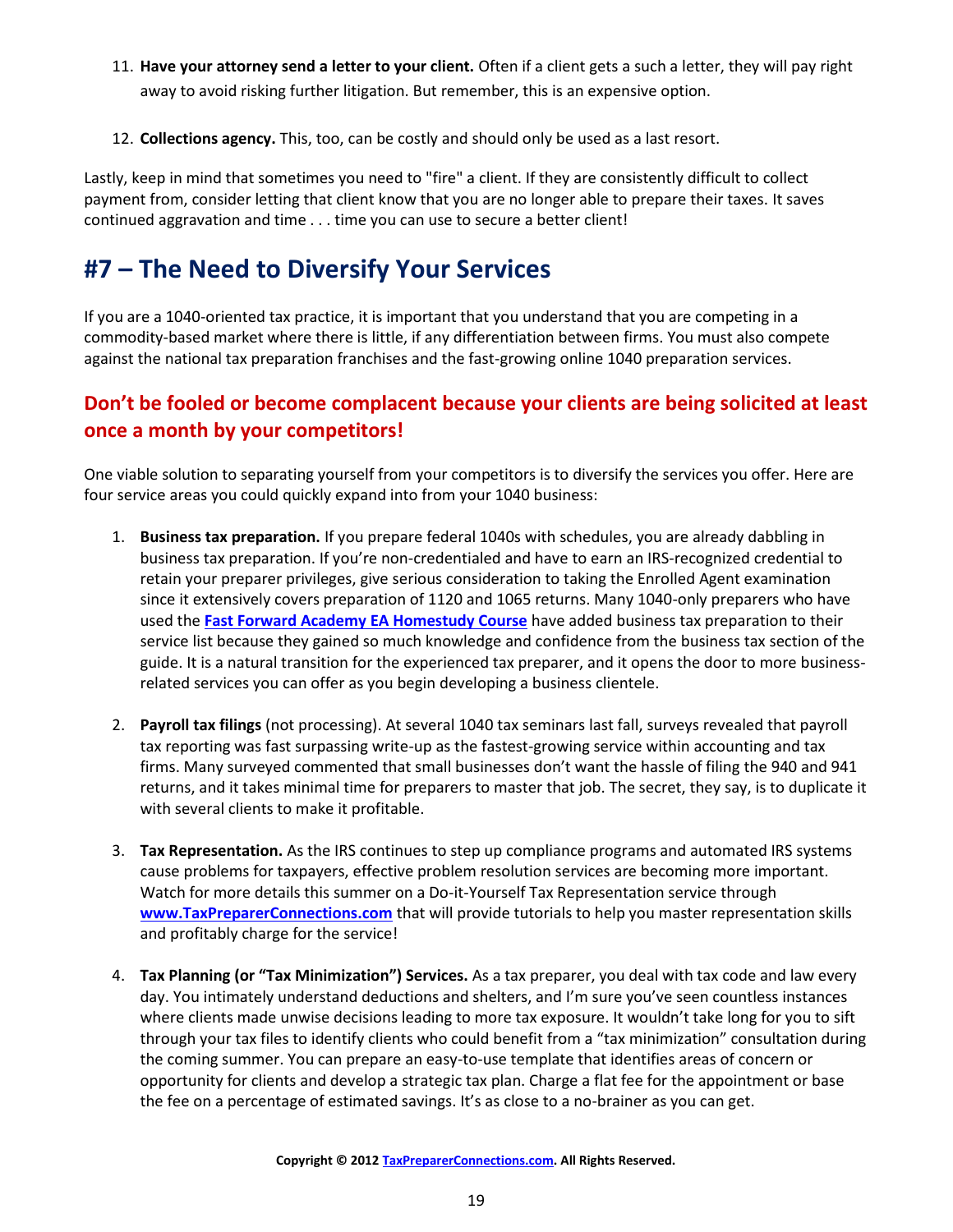11. **Have your attorney send a letter to your client.** Often if a client gets a such a letter, they will pay right away to avoid risking further litigation. But remember, this is an expensive option.

12. **Collections agency.** This, too, can be costly and should only be used as a last resort.

Lastly, keep in mind that sometimes you need to "fire" a client. If they are consistently difficult to collect payment from, consider letting that client know that you are no longer able to prepare their taxes. It saves continued aggravation and time . . . time you can use to secure a better client!

# #7 – The Need to Diversify Your Services

If you are a 1040-oriented tax practice, it is important that you understand that you are competing in a commodity-based market where there is little, if any differentiation between firms. You must also compete against the national tax preparation franchises and the fast-growing online 1040 preparation services.

## Don't be fooled or become complacent because your clients are being solicited at least once a month by your competitors!

One viable solution to separating yourself from your competitors is to diversify the services you offer. Here are four service areas you could quickly expand into from your 1040 business:

1. **Business tax preparation.** If you prepare federal 1040s with schedules, you are already dabbling in business tax preparation. If you're non-credentialed and have to earn an IRS-recognized credential to retain your preparer privileges, give serious consideration to taking the Enrolled Agent examination since it extensively covers preparation of 1120 and 1065 returns. Many 1040-only preparers who have used the **Fast Forward Academy EA Homestudy Course** have added business tax preparation to their service list because they gained so much knowledge and confidence from the business tax section of the guide. It is a natural transition for the experienced tax preparer, and it opens the door to more business-related services you can offer as you begin developing a business clientele.

2. **Payroll tax filings** (not processing). At several 1040 tax seminars last fall, surveys revealed that payroll tax reporting was fast surpassing write-up as the fastest-growing service within accounting and tax firms. Many surveyed commented that small businesses don't want the hassle of filing the 940 and 941 returns, and it takes minimal time for preparers to master that job. The secret, they say, is to duplicate it with several clients to make it profitable.

3. **Tax Representation.** As the IRS continues to step up compliance programs and automated IRS systems cause problems for taxpayers, effective problem resolution services are becoming more important. Watch for more details this summer on a Do-it-Yourself Tax Representation service through **www.TaxPreparerConnections.com** that will provide tutorials to help you master representation skills and profitably charge for the service!

4. **Tax Planning (or "Tax Minimization") Services.** As a tax preparer, you deal with tax code and law every day. You intimately understand deductions and shelters, and I'm sure you've seen countless instances where clients made unwise decisions leading to more tax exposure. It wouldn't take long for you to sift through your tax files to identify clients who could benefit from a "tax minimization" consultation during the coming summer. You can prepare an easy-to-use template that identifies areas of concern or opportunity for clients and develop a strategic tax plan. Charge a flat fee for the appointment or base the fee on a percentage of estimated savings. It's as close to a no-brainer as you can get.

**Copyright © 2012 TaxPreparerConnections.com. All Rights Reserved.**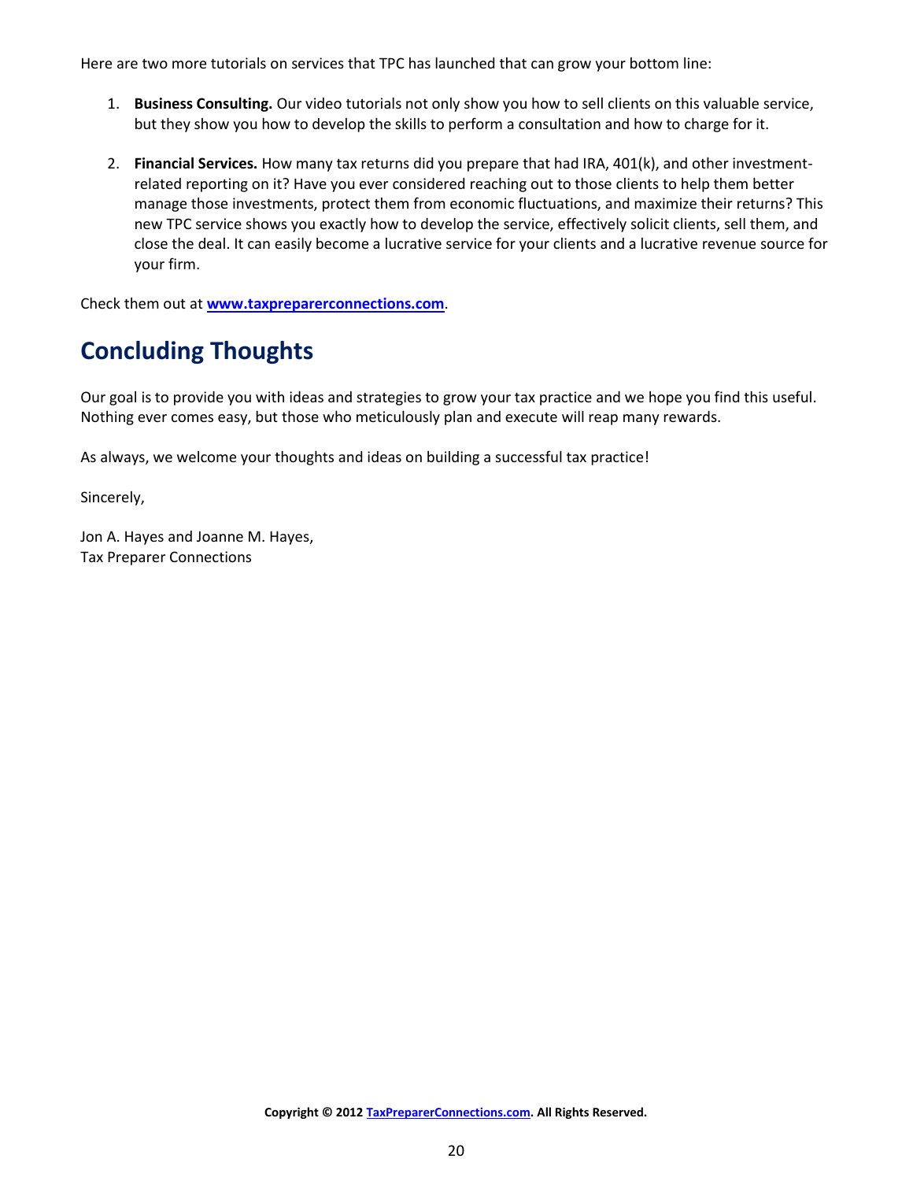Here are two more tutorials on services that TPC has launched that can grow your bottom line:

1. **Business Consulting.** Our video tutorials not only show you how to sell clients on this valuable service, but they show you how to develop the skills to perform a consultation and how to charge for it.

2. **Financial Services.** How many tax returns did you prepare that had IRA, 401(k), and other investment-related reporting on it? Have you ever considered reaching out to those clients to help them better manage those investments, protect them from economic fluctuations, and maximize their returns? This new TPC service shows you exactly how to develop the service, effectively solicit clients, sell them, and close the deal. It can easily become a lucrative service for your clients and a lucrative revenue source for your firm.

Check them out at **www.taxpreparerconnections.com**.

## Concluding Thoughts

Our goal is to provide you with ideas and strategies to grow your tax practice and we hope you find this useful. Nothing ever comes easy, but those who meticulously plan and execute will reap many rewards.

As always, we welcome your thoughts and ideas on building a successful tax practice!

Sincerely,

Jon A. Hayes and Joanne M. Hayes,
Tax Preparer Connections